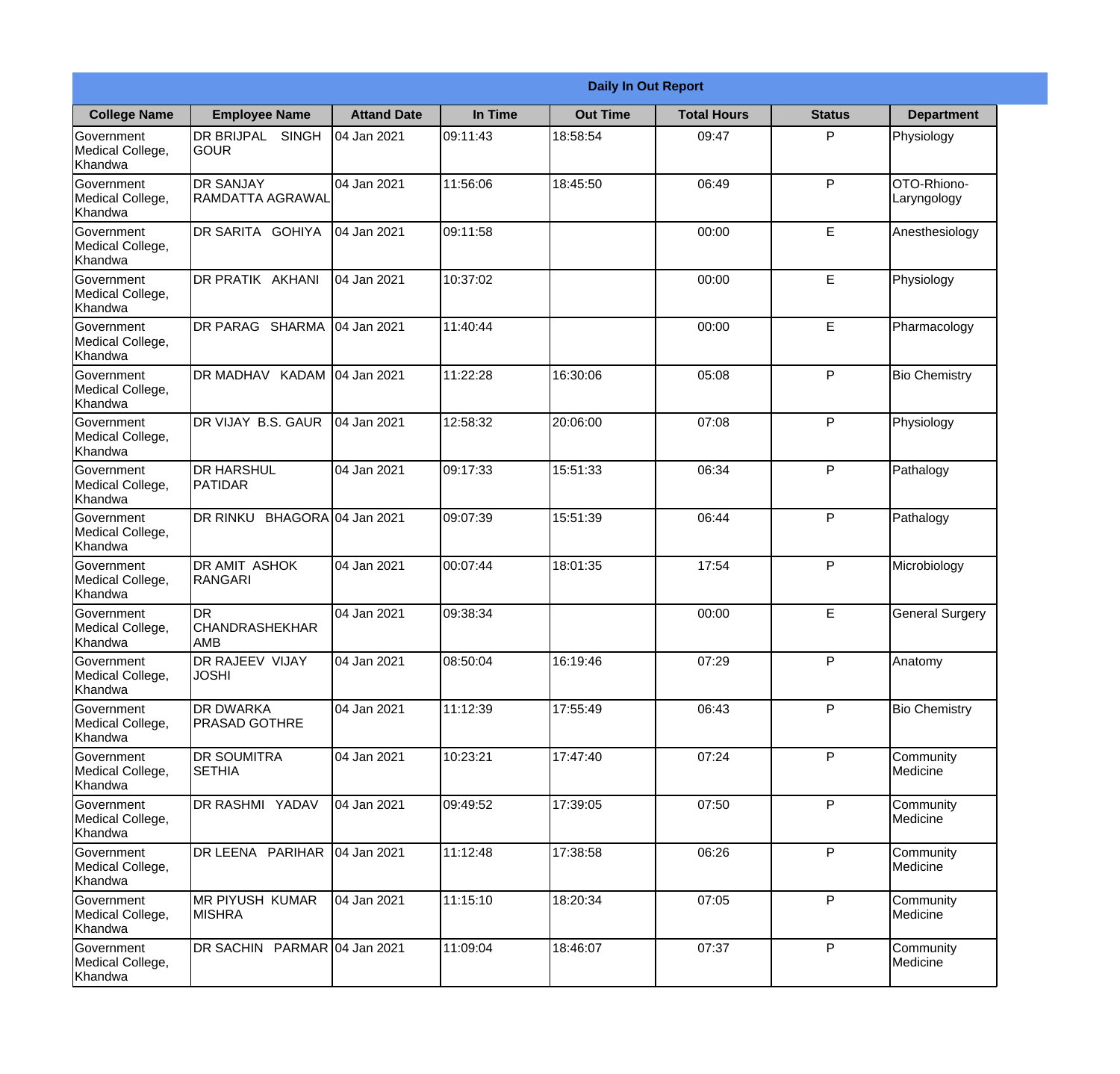**Daily In Out Report**

| College Name | Employee Name | Attand Date | In Time | Out Time | Total Hours | Status | Department |
|---|---|---|---|---|---|---|---|
| Government Medical College, Khandwa | DR BRIJPAL SINGH GOUR | 04 Jan 2021 | 09:11:43 | 18:58:54 | 09:47 | P | Physiology |
| Government Medical College, Khandwa | DR SANJAY RAMDATTA AGRAWAL | 04 Jan 2021 | 11:56:06 | 18:45:50 | 06:49 | P | OTO-Rhiono-Laryngology |
| Government Medical College, Khandwa | DR SARITA GOHIYA | 04 Jan 2021 | 09:11:58 | | 00:00 | E | Anesthesiology |
| Government Medical College, Khandwa | DR PRATIK AKHANI | 04 Jan 2021 | 10:37:02 | | 00:00 | E | Physiology |
| Government Medical College, Khandwa | DR PARAG SHARMA | 04 Jan 2021 | 11:40:44 | | 00:00 | E | Pharmacology |
| Government Medical College, Khandwa | DR MADHAV KADAM | 04 Jan 2021 | 11:22:28 | 16:30:06 | 05:08 | P | Bio Chemistry |
| Government Medical College, Khandwa | DR VIJAY B.S. GAUR | 04 Jan 2021 | 12:58:32 | 20:06:00 | 07:08 | P | Physiology |
| Government Medical College, Khandwa | DR HARSHUL PATIDAR | 04 Jan 2021 | 09:17:33 | 15:51:33 | 06:34 | P | Pathalogy |
| Government Medical College, Khandwa | DR RINKU BHAGORA | 04 Jan 2021 | 09:07:39 | 15:51:39 | 06:44 | P | Pathalogy |
| Government Medical College, Khandwa | DR AMIT ASHOK RANGARI | 04 Jan 2021 | 00:07:44 | 18:01:35 | 17:54 | P | Microbiology |
| Government Medical College, Khandwa | DR CHANDRASHEKHAR AMB | 04 Jan 2021 | 09:38:34 | | 00:00 | E | General Surgery |
| Government Medical College, Khandwa | DR RAJEEV VIJAY JOSHI | 04 Jan 2021 | 08:50:04 | 16:19:46 | 07:29 | P | Anatomy |
| Government Medical College, Khandwa | DR DWARKA PRASAD GOTHRE | 04 Jan 2021 | 11:12:39 | 17:55:49 | 06:43 | P | Bio Chemistry |
| Government Medical College, Khandwa | DR SOUMITRA SETHIA | 04 Jan 2021 | 10:23:21 | 17:47:40 | 07:24 | P | Community Medicine |
| Government Medical College, Khandwa | DR RASHMI YADAV | 04 Jan 2021 | 09:49:52 | 17:39:05 | 07:50 | P | Community Medicine |
| Government Medical College, Khandwa | DR LEENA PARIHAR | 04 Jan 2021 | 11:12:48 | 17:38:58 | 06:26 | P | Community Medicine |
| Government Medical College, Khandwa | MR PIYUSH KUMAR MISHRA | 04 Jan 2021 | 11:15:10 | 18:20:34 | 07:05 | P | Community Medicine |
| Government Medical College, Khandwa | DR SACHIN PARMAR | 04 Jan 2021 | 11:09:04 | 18:46:07 | 07:37 | P | Community Medicine |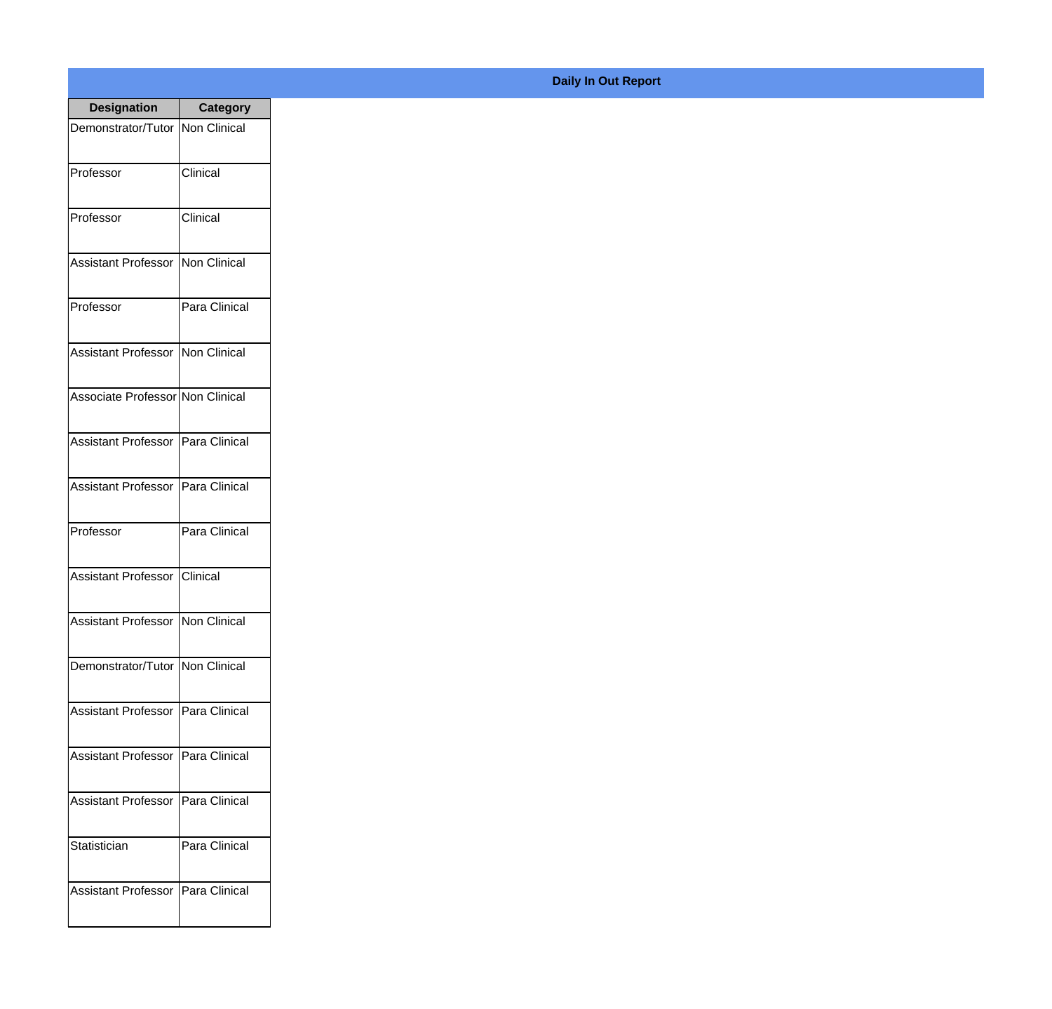**Daily In Out Report**

| Designation | Category |
|---|---|
| Demonstrator/Tutor | Non Clinical |
| Professor | Clinical |
| Professor | Clinical |
| Assistant Professor | Non Clinical |
| Professor | Para Clinical |
| Assistant Professor | Non Clinical |
| Associate Professor | Non Clinical |
| Assistant Professor | Para Clinical |
| Assistant Professor | Para Clinical |
| Professor | Para Clinical |
| Assistant Professor | Clinical |
| Assistant Professor | Non Clinical |
| Demonstrator/Tutor | Non Clinical |
| Assistant Professor | Para Clinical |
| Assistant Professor | Para Clinical |
| Assistant Professor | Para Clinical |
| Statistician | Para Clinical |
| Assistant Professor | Para Clinical |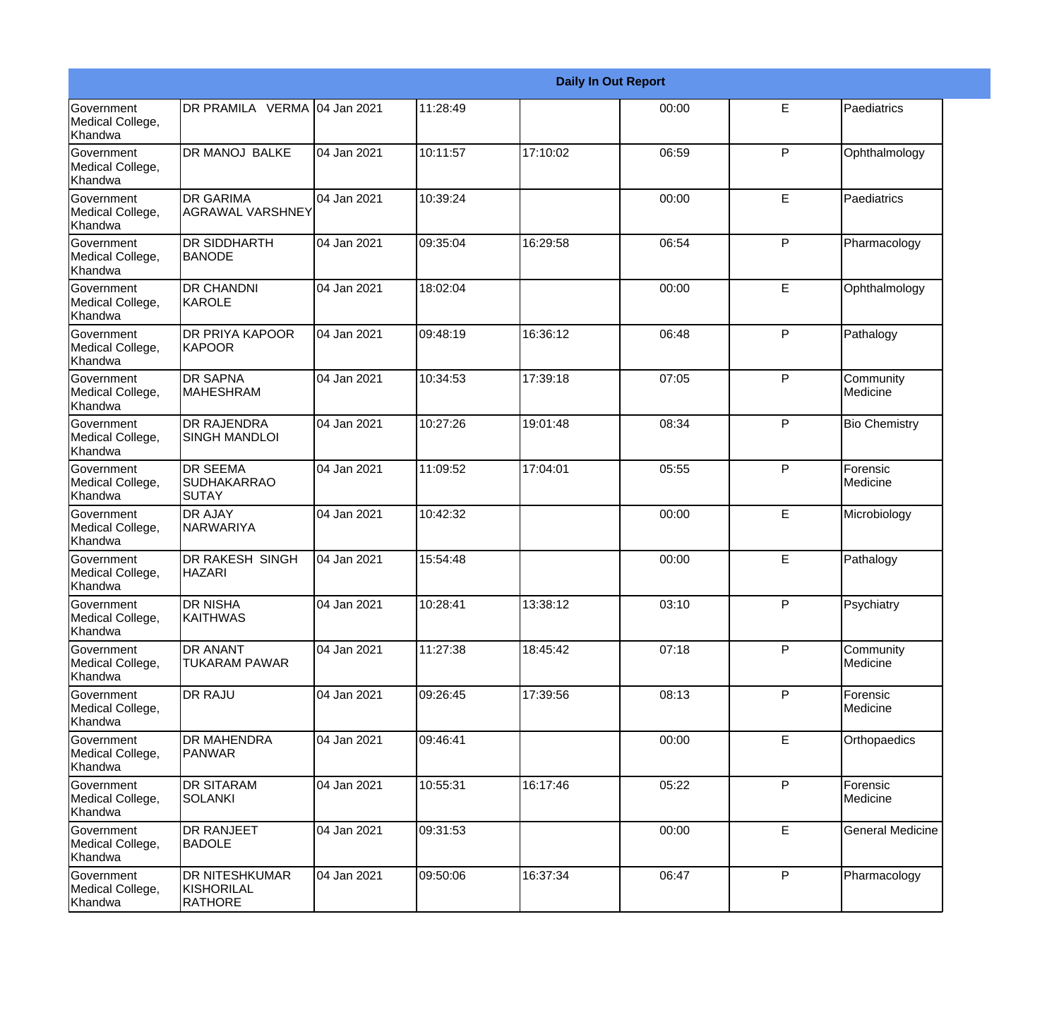| Daily In Out Report | | | | | | | |
|---|---|---|---|---|---|---|---|
| Government Medical College, Khandwa | DR PRAMILA VERMA | 04 Jan 2021 | 11:28:49 | | 00:00 | E | Paediatrics |
| Government Medical College, Khandwa | DR MANOJ BALKE | 04 Jan 2021 | 10:11:57 | 17:10:02 | 06:59 | P | Ophthalmology |
| Government Medical College, Khandwa | DR GARIMA AGRAWAL VARSHNEY | 04 Jan 2021 | 10:39:24 | | 00:00 | E | Paediatrics |
| Government Medical College, Khandwa | DR SIDDHARTH BANODE | 04 Jan 2021 | 09:35:04 | 16:29:58 | 06:54 | P | Pharmacology |
| Government Medical College, Khandwa | DR CHANDNI KAROLE | 04 Jan 2021 | 18:02:04 | | 00:00 | E | Ophthalmology |
| Government Medical College, Khandwa | DR PRIYA KAPOOR KAPOOR | 04 Jan 2021 | 09:48:19 | 16:36:12 | 06:48 | P | Pathalogy |
| Government Medical College, Khandwa | DR SAPNA MAHESHRAM | 04 Jan 2021 | 10:34:53 | 17:39:18 | 07:05 | P | Community Medicine |
| Government Medical College, Khandwa | DR RAJENDRA SINGH MANDLOI | 04 Jan 2021 | 10:27:26 | 19:01:48 | 08:34 | P | Bio Chemistry |
| Government Medical College, Khandwa | DR SEEMA SUDHAKARRAO SUTAY | 04 Jan 2021 | 11:09:52 | 17:04:01 | 05:55 | P | Forensic Medicine |
| Government Medical College, Khandwa | DR AJAY NARWARIYA | 04 Jan 2021 | 10:42:32 | | 00:00 | E | Microbiology |
| Government Medical College, Khandwa | DR RAKESH SINGH HAZARI | 04 Jan 2021 | 15:54:48 | | 00:00 | E | Pathalogy |
| Government Medical College, Khandwa | DR NISHA KAITHWAS | 04 Jan 2021 | 10:28:41 | 13:38:12 | 03:10 | P | Psychiatry |
| Government Medical College, Khandwa | DR ANANT TUKARAM PAWAR | 04 Jan 2021 | 11:27:38 | 18:45:42 | 07:18 | P | Community Medicine |
| Government Medical College, Khandwa | DR RAJU | 04 Jan 2021 | 09:26:45 | 17:39:56 | 08:13 | P | Forensic Medicine |
| Government Medical College, Khandwa | DR MAHENDRA PANWAR | 04 Jan 2021 | 09:46:41 | | 00:00 | E | Orthopaedics |
| Government Medical College, Khandwa | DR SITARAM SOLANKI | 04 Jan 2021 | 10:55:31 | 16:17:46 | 05:22 | P | Forensic Medicine |
| Government Medical College, Khandwa | DR RANJEET BADOLE | 04 Jan 2021 | 09:31:53 | | 00:00 | E | General Medicine |
| Government Medical College, Khandwa | DR NITESHKUMAR KISHORILAL RATHORE | 04 Jan 2021 | 09:50:06 | 16:37:34 | 06:47 | P | Pharmacology |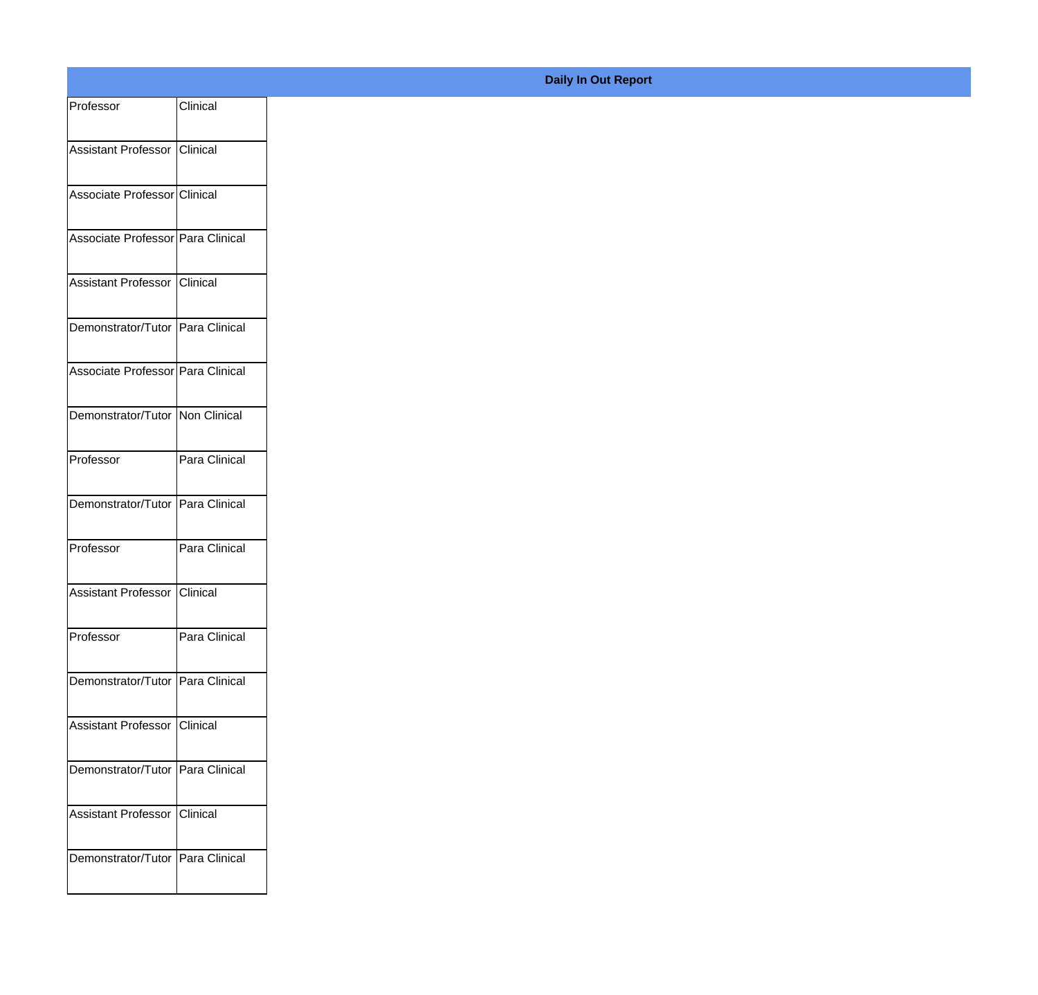**Daily In Out Report**

| | |
|---|---|
| Professor | Clinical |
| Assistant Professor | Clinical |
| Associate Professor | Clinical |
| Associate Professor | Para Clinical |
| Assistant Professor | Clinical |
| Demonstrator/Tutor | Para Clinical |
| Associate Professor | Para Clinical |
| Demonstrator/Tutor | Non Clinical |
| Professor | Para Clinical |
| Demonstrator/Tutor | Para Clinical |
| Professor | Para Clinical |
| Assistant Professor | Clinical |
| Professor | Para Clinical |
| Demonstrator/Tutor | Para Clinical |
| Assistant Professor | Clinical |
| Demonstrator/Tutor | Para Clinical |
| Assistant Professor | Clinical |
| Demonstrator/Tutor | Para Clinical |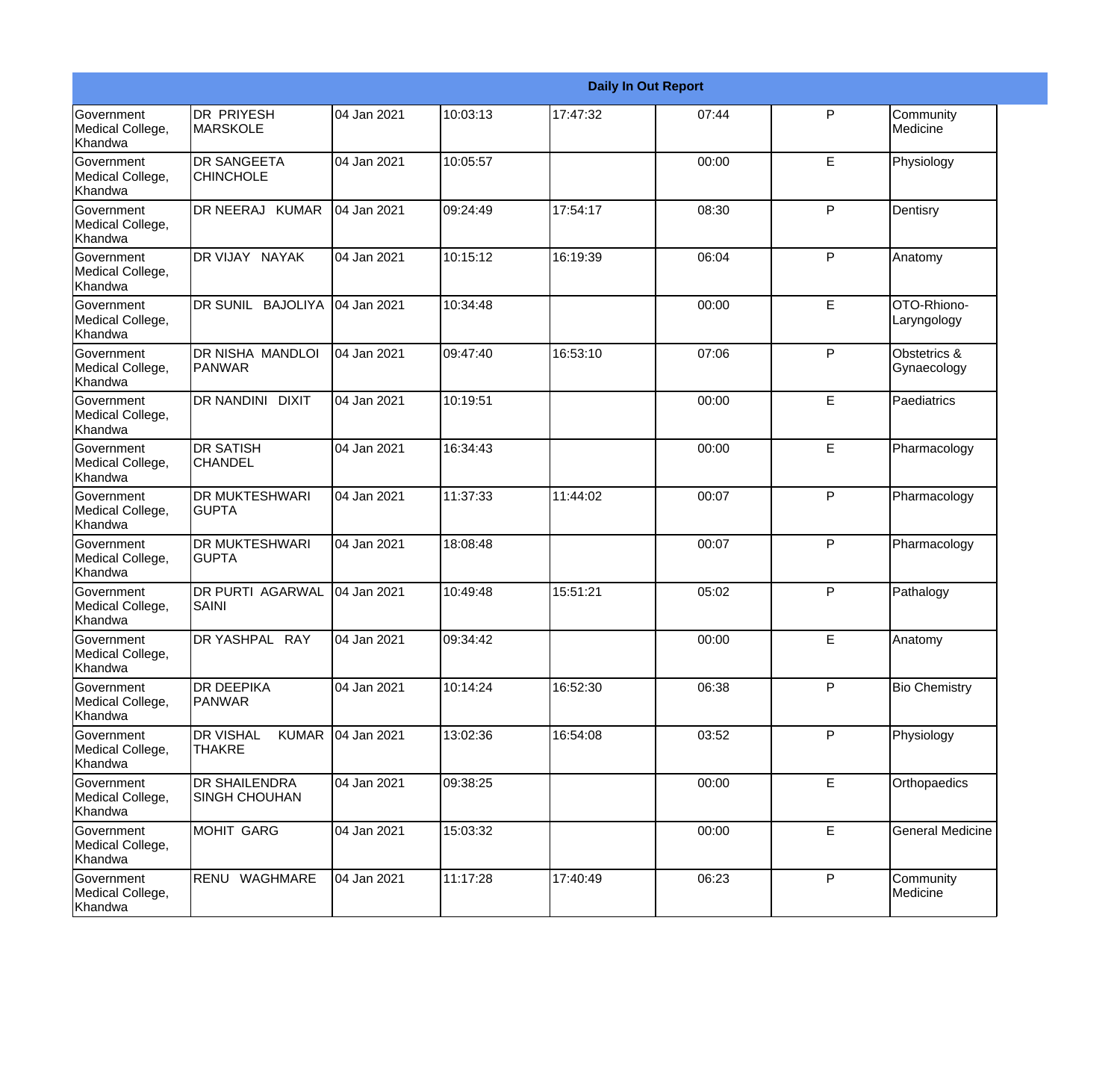| Daily In Out Report | | | | | | | |
|---|---|---|---|---|---|---|---|
| Government Medical College, Khandwa | DR PRIYESH MARSKOLE | 04 Jan 2021 | 10:03:13 | 17:47:32 | 07:44 | P | Community Medicine |
| Government Medical College, Khandwa | DR SANGEETA CHINCHOLE | 04 Jan 2021 | 10:05:57 | | 00:00 | E | Physiology |
| Government Medical College, Khandwa | DR NEERAJ KUMAR | 04 Jan 2021 | 09:24:49 | 17:54:17 | 08:30 | P | Dentisry |
| Government Medical College, Khandwa | DR VIJAY NAYAK | 04 Jan 2021 | 10:15:12 | 16:19:39 | 06:04 | P | Anatomy |
| Government Medical College, Khandwa | DR SUNIL BAJOLIYA | 04 Jan 2021 | 10:34:48 | | 00:00 | E | OTO-Rhiono-Laryngology |
| Government Medical College, Khandwa | DR NISHA MANDLOI PANWAR | 04 Jan 2021 | 09:47:40 | 16:53:10 | 07:06 | P | Obstetrics & Gynaecology |
| Government Medical College, Khandwa | DR NANDINI DIXIT | 04 Jan 2021 | 10:19:51 | | 00:00 | E | Paediatrics |
| Government Medical College, Khandwa | DR SATISH CHANDEL | 04 Jan 2021 | 16:34:43 | | 00:00 | E | Pharmacology |
| Government Medical College, Khandwa | DR MUKTESHWARI GUPTA | 04 Jan 2021 | 11:37:33 | 11:44:02 | 00:07 | P | Pharmacology |
| Government Medical College, Khandwa | DR MUKTESHWARI GUPTA | 04 Jan 2021 | 18:08:48 | | 00:07 | P | Pharmacology |
| Government Medical College, Khandwa | DR PURTI AGARWAL SAINI | 04 Jan 2021 | 10:49:48 | 15:51:21 | 05:02 | P | Pathalogy |
| Government Medical College, Khandwa | DR YASHPAL RAY | 04 Jan 2021 | 09:34:42 | | 00:00 | E | Anatomy |
| Government Medical College, Khandwa | DR DEEPIKA PANWAR | 04 Jan 2021 | 10:14:24 | 16:52:30 | 06:38 | P | Bio Chemistry |
| Government Medical College, Khandwa | DR VISHAL KUMAR THAKRE | 04 Jan 2021 | 13:02:36 | 16:54:08 | 03:52 | P | Physiology |
| Government Medical College, Khandwa | DR SHAILENDRA SINGH CHOUHAN | 04 Jan 2021 | 09:38:25 | | 00:00 | E | Orthopaedics |
| Government Medical College, Khandwa | MOHIT GARG | 04 Jan 2021 | 15:03:32 | | 00:00 | E | General Medicine |
| Government Medical College, Khandwa | RENU WAGHMARE | 04 Jan 2021 | 11:17:28 | 17:40:49 | 06:23 | P | Community Medicine |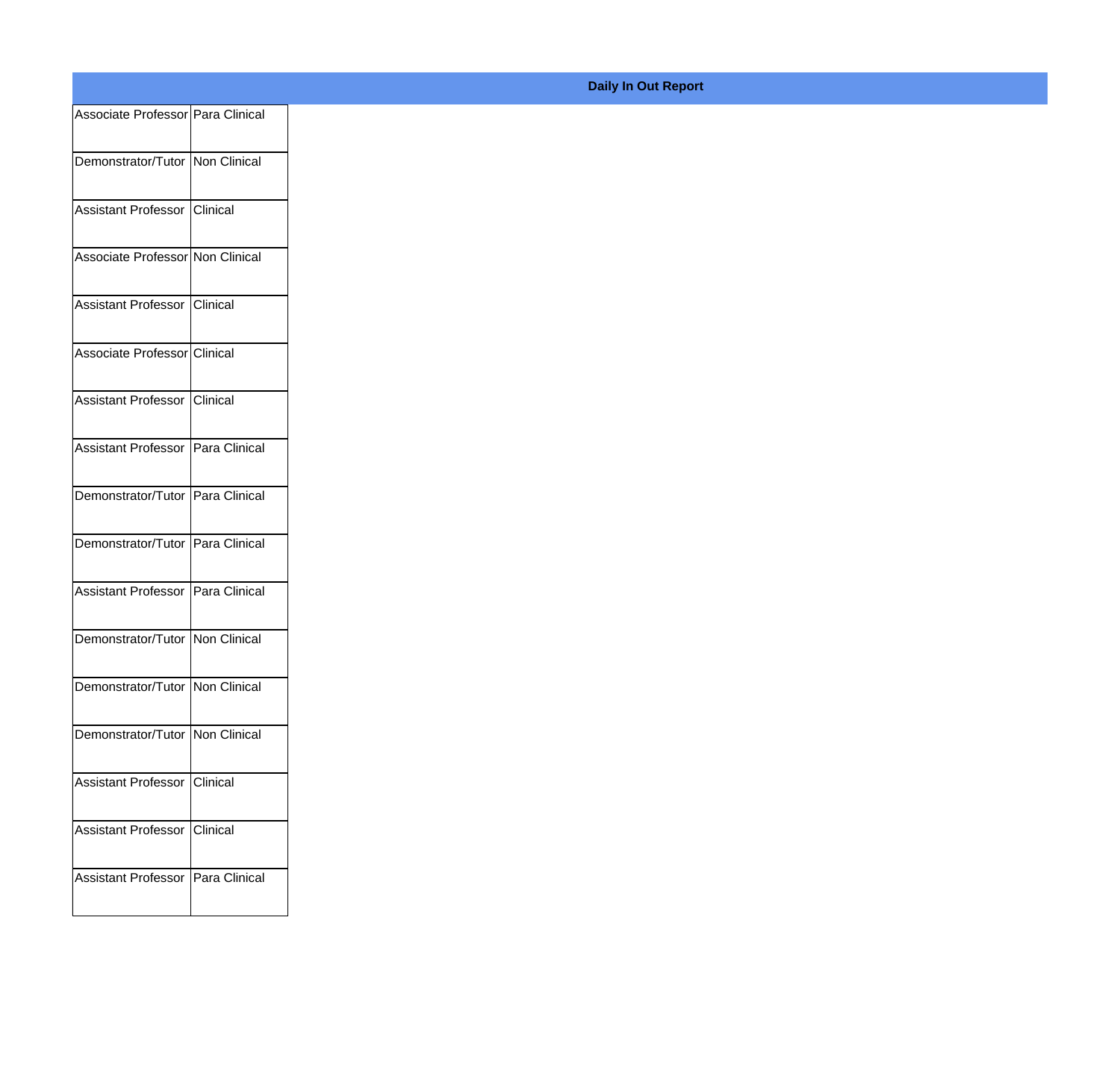**Daily In Out Report**

| | |
|---|---|
| Associate Professor | Para Clinical |
| Demonstrator/Tutor | Non Clinical |
| Assistant Professor | Clinical |
| Associate Professor | Non Clinical |
| Assistant Professor | Clinical |
| Associate Professor | Clinical |
| Assistant Professor | Clinical |
| Assistant Professor | Para Clinical |
| Demonstrator/Tutor | Para Clinical |
| Demonstrator/Tutor | Para Clinical |
| Assistant Professor | Para Clinical |
| Demonstrator/Tutor | Non Clinical |
| Demonstrator/Tutor | Non Clinical |
| Demonstrator/Tutor | Non Clinical |
| Assistant Professor | Clinical |
| Assistant Professor | Clinical |
| Assistant Professor | Para Clinical |